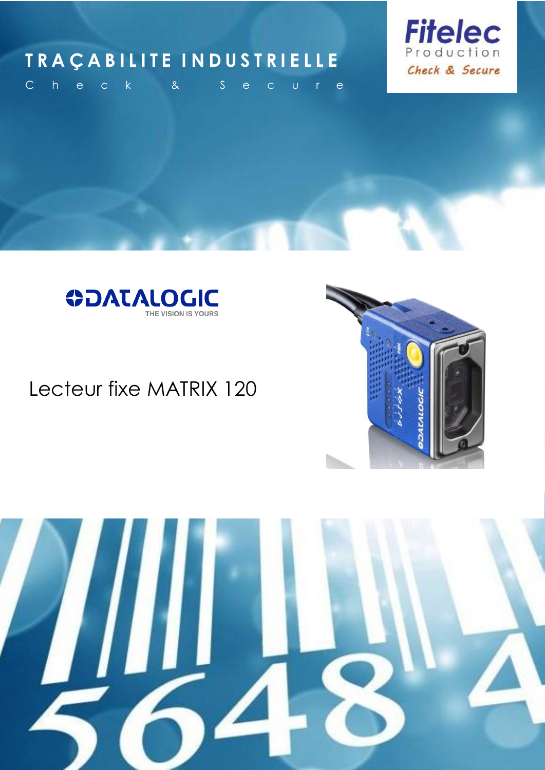# TRAÇABILITE INDUSTRIELLE

Check & Secure

Fitelec
Production
Check & Secure

DATALOGIC
THE VISION IS YOURS

## Lecteur fixe MATRIX 120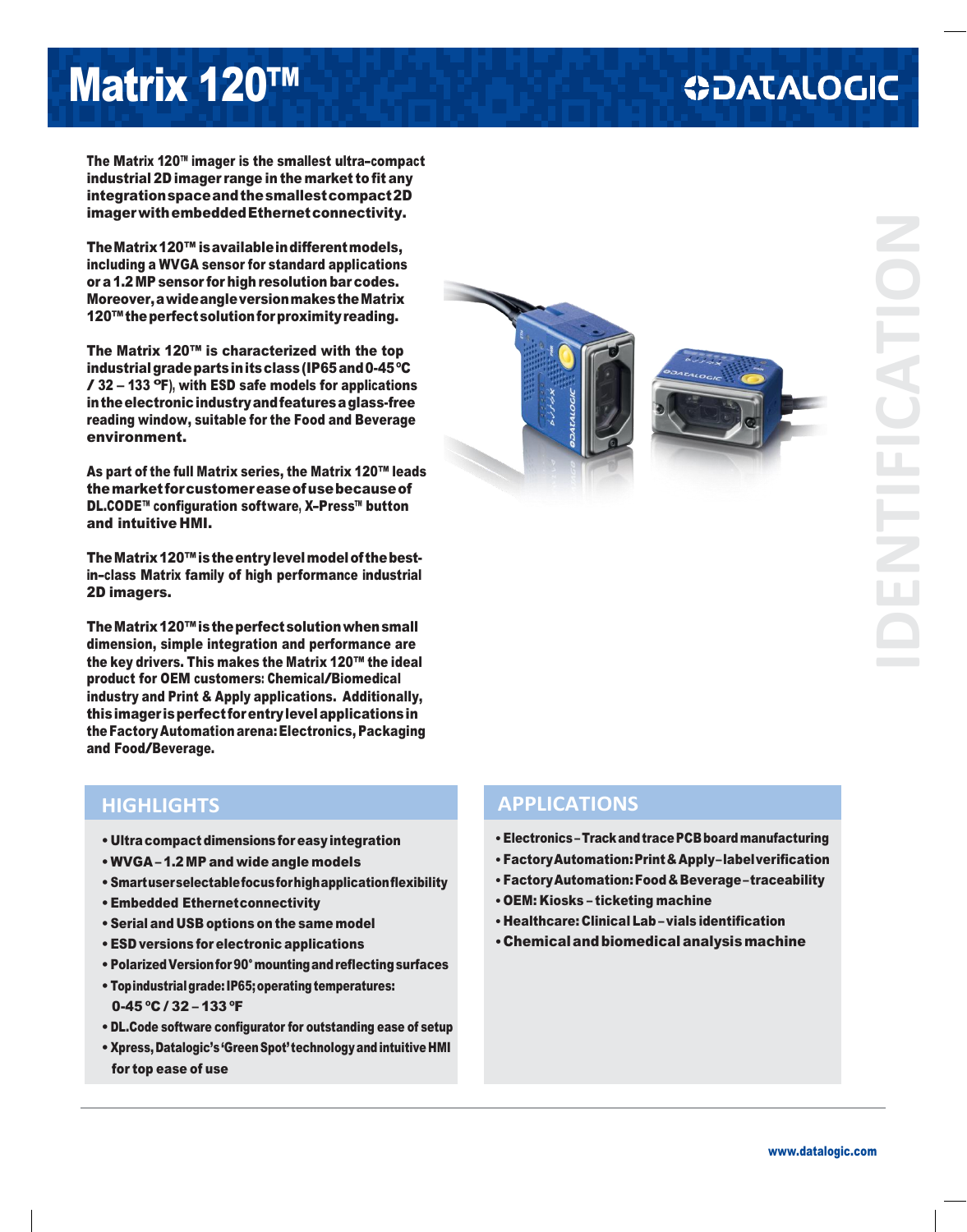# Matrix 120™

The Matrix 120™ imager is the smallest ultra-compact industrial 2D imager range in the market to fit any integration space and the smallest compact 2D imager with embedded Ethernet connectivity.

The Matrix 120™ is available in different models, including a WVGA sensor for standard applications or a 1.2 MP sensor for high resolution bar codes. Moreover, a wide angle version makes the Matrix 120™ the perfect solution for proximity reading.

The Matrix 120™ is characterized with the top industrial grade parts in its class (IP65 and 0-45 °C / 32 – 133 °F), with ESD safe models for applications in the electronic industry and features a glass-free reading window, suitable for the Food and Beverage environment.

As part of the full Matrix series, the Matrix 120™ leads the market for customer ease of use because of DL.CODE™ configuration software, X-Press™ button and intuitive HMI.

The Matrix 120™ is the entry level model of the best-in-class Matrix family of high performance industrial 2D imagers.

The Matrix 120™ is the perfect solution when small dimension, simple integration and performance are the key drivers. This makes the Matrix 120™ the ideal product for OEM customers: Chemical/Biomedical industry and Print & Apply applications. Additionally, this imager is perfect for entry level applications in the Factory Automation arena: Electronics, Packaging and Food/Beverage.

## HIGHLIGHTS

- Ultra compact dimensions for easy integration
- WVGA – 1.2 MP and wide angle models
- Smart user selectable focus for high application flexibility
- Embedded Ethernet connectivity
- Serial and USB options on the same model
- ESD versions for electronic applications
- Polarized Version for 90° mounting and reflecting surfaces
- Top industrial grade: IP65; operating temperatures: 0-45 °C / 32 – 133 °F
- DL.Code software configurator for outstanding ease of setup
- Xpress, Datalogic's 'Green Spot' technology and intuitive HMI for top ease of use

## APPLICATIONS

- Electronics – Track and trace PCB board manufacturing
- Factory Automation: Print & Apply – label verification
- Factory Automation: Food & Beverage – traceability
- OEM: Kiosks – ticketing machine
- Healthcare: Clinical Lab – vials identification
- Chemical and biomedical analysis machine

www.datalogic.com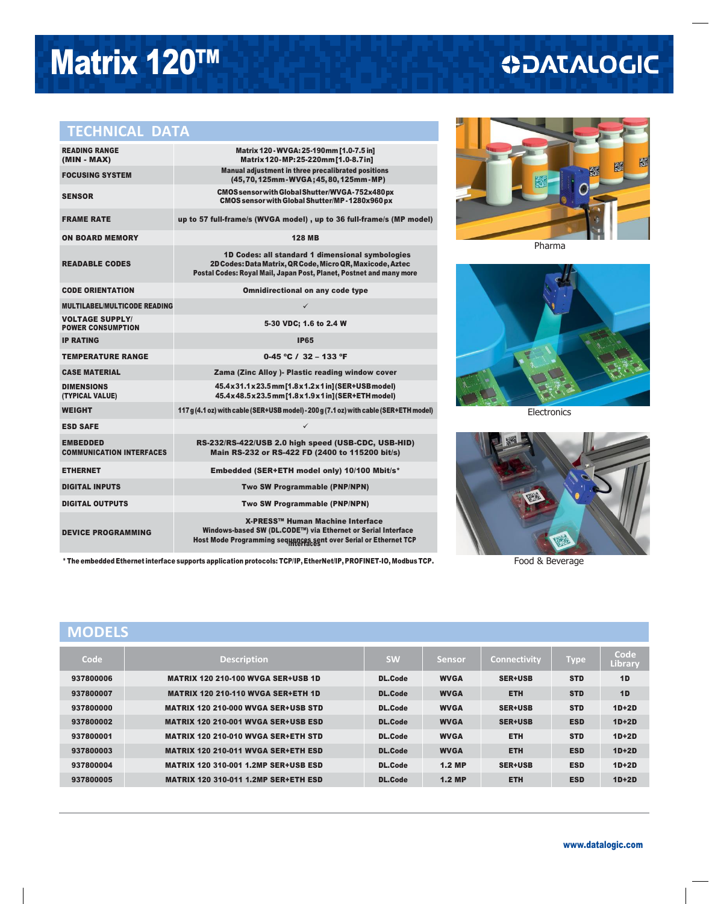# Matrix 120™

DATALOGIC

## TECHNICAL DATA

| | |
|---|---|
| READING RANGE (MIN - MAX) | Matrix 120 - WVGA: 25-190mm [1.0-7.5 in]<br>Matrix 120-MP: 25-220mm [1.0-8.7in] |
| FOCUSING SYSTEM | Manual adjustment in three precalibrated positions (45, 70, 125mm - WVGA; 45, 80, 125mm - MP) |
| SENSOR | CMOS sensor with Global Shutter/WVGA - 752x480 px<br>CMOS sensor with Global Shutter/MP - 1280x960 px |
| FRAME RATE | up to 57 full-frame/s (WVGA model) , up to 36 full-frame/s (MP model) |
| ON BOARD MEMORY | 128 MB |
| READABLE CODES | 1D Codes: all standard 1 dimensional symbologies<br>2D Codes: Data Matrix, QR Code, Micro QR, Maxicode, Aztec<br>Postal Codes: Royal Mail, Japan Post, Planet, Postnet and many more |
| CODE ORIENTATION | Omnidirectional on any code type |
| MULTILABEL/MULTICODE READING | ✓ |
| VOLTAGE SUPPLY/ POWER CONSUMPTION | 5-30 VDC; 1.6 to 2.4 W |
| IP RATING | IP65 |
| TEMPERATURE RANGE | 0-45 °C / 32 – 133 °F |
| CASE MATERIAL | Zama (Zinc Alloy )- Plastic reading window cover |
| DIMENSIONS (TYPICAL VALUE) | 45.4x31.1x23.5mm [1.8x1.2x1 in] (SER+USB model)<br>45.4x48.5x23.5mm [1.8x1.9x1 in] (SER+ETH model) |
| WEIGHT | 117 g (4.1 oz) with cable (SER+USB model) - 200 g (7.1 oz) with cable (SER+ETH model) |
| ESD SAFE | ✓ |
| EMBEDDED COMMUNICATION INTERFACES | RS-232/RS-422/USB 2.0 high speed (USB-CDC, USB-HID)<br>Main RS-232 or RS-422 FD (2400 to 115200 bit/s) |
| ETHERNET | Embedded (SER+ETH model only) 10/100 Mbit/s* |
| DIGITAL INPUTS | Two SW Programmable (PNP/NPN) |
| DIGITAL OUTPUTS | Two SW Programmable (PNP/NPN) |
| DEVICE PROGRAMMING | X-PRESS™ Human Machine Interface<br>Windows-based SW (DL.CODE™) via Ethernet or Serial Interface<br>Host Mode Programming sequences sent over Serial or Ethernet TCP interfaces |

* The embedded Ethernet interface supports application protocols: TCP/IP, EtherNet/IP, PROFINET-IO, Modbus TCP.

Pharma

Electronics

Food & Beverage

## MODELS

| Code | Description | SW | Sensor | Connectity | Type | Code Library |
|---|---|---|---|---|---|---|
| 937800006 | MATRIX 120 210-100 WVGA SER+USB 1D | DL.Code | WVGA | SER+USB | STD | 1D |
| 937800007 | MATRIX 120 210-110 WVGA SER+ETH 1D | DL.Code | WVGA | ETH | STD | 1D |
| 937800000 | MATRIX 120 210-000 WVGA SER+USB STD | DL.Code | WVGA | SER+USB | STD | 1D+2D |
| 937800002 | MATRIX 120 210-001 WVGA SER+USB ESD | DL.Code | WVGA | SER+USB | ESD | 1D+2D |
| 937800001 | MATRIX 120 210-010 WVGA SER+ETH STD | DL.Code | WVGA | ETH | STD | 1D+2D |
| 937800003 | MATRIX 120 210-011 WVGA SER+ETH ESD | DL.Code | WVGA | ETH | ESD | 1D+2D |
| 937800004 | MATRIX 120 310-001 1.2MP SER+USB ESD | DL.Code | 1.2 MP | SER+USB | ESD | 1D+2D |
| 937800005 | MATRIX 120 310-011 1.2MP SER+ETH ESD | DL.Code | 1.2 MP | ETH | ESD | 1D+2D |

www.datalogic.com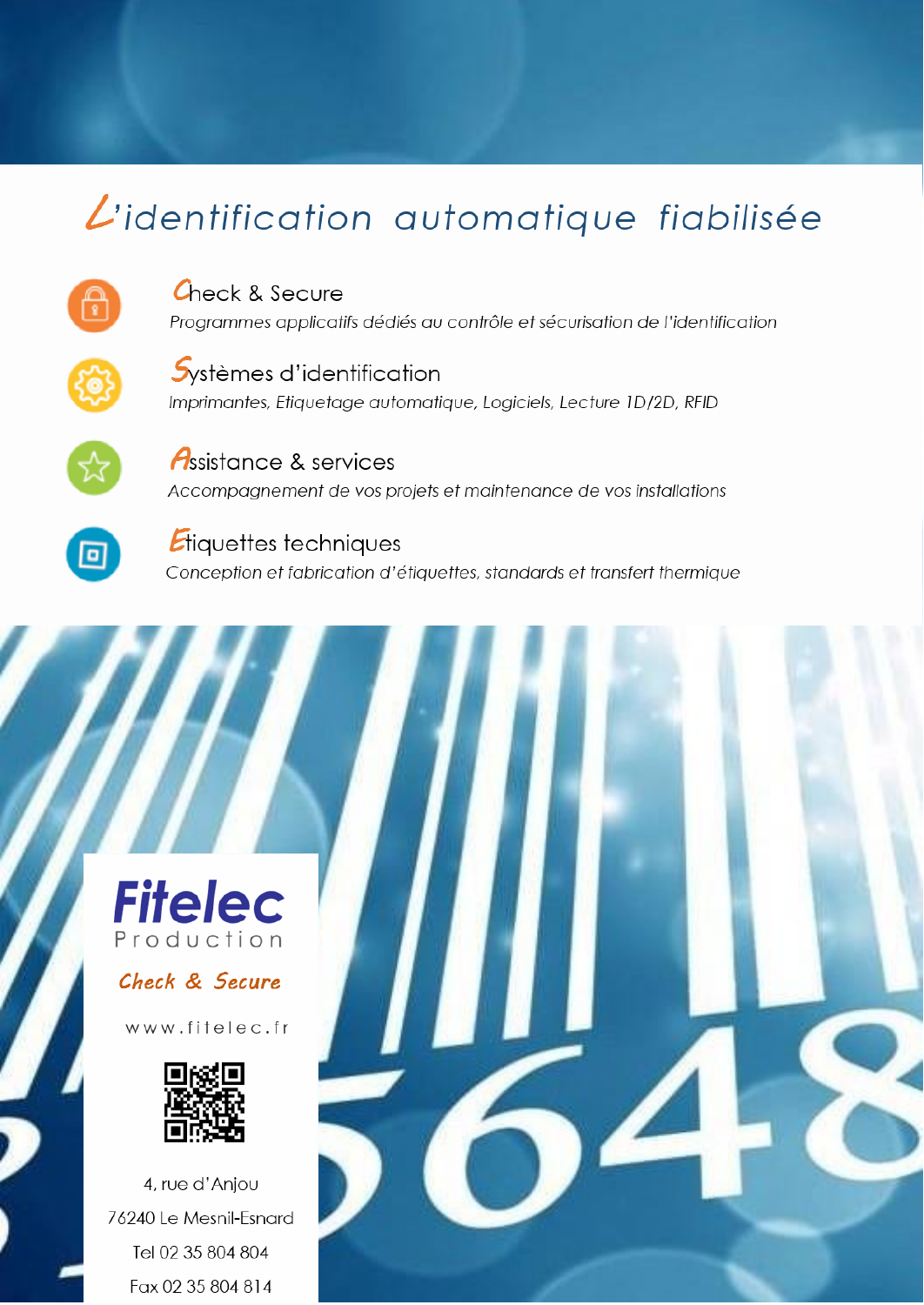# L'identification automatique fiabilisée

## Check & Secure

*Programmes applicatifs dédiés au contrôle et sécurisation de l'identification*

## Systèmes d'identification

*Imprimantes, Etiquetage automatique, Logiciels, Lecture 1D/2D, RFID*

## Assistance & services

*Accompagnement de vos projets et maintenance de vos installations*

## Etiquettes techniques

*Conception et fabrication d'étiquettes, standards et transfert thermique*

**Fitelec**
Production

*Check & Secure*

www.fitelec.fr

4, rue d'Anjou
76240 Le Mesnil-Esnard
Tel 02 35 804 804
Fax 02 35 804 814